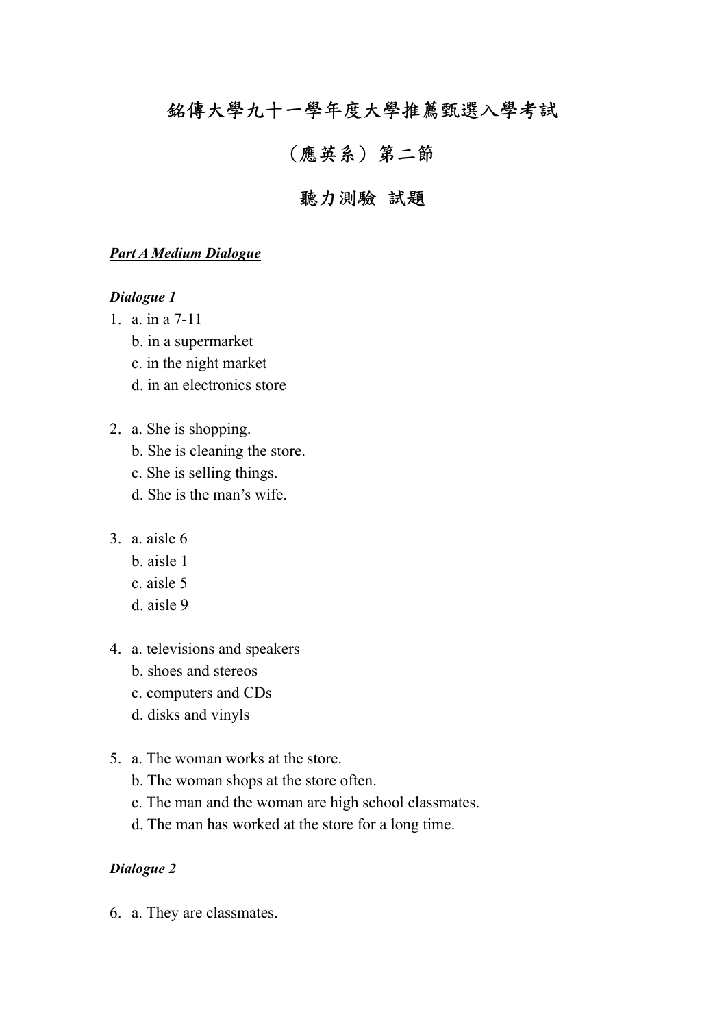# 銘傳大學九十一學年度大學推薦甄選入學考試

## （應英系）第二節

## 聽力測驗 試題

***Part A Medium Dialogue***

***Dialogue 1***

1. a. in a 7-11
   b. in a supermarket
   c. in the night market
   d. in an electronics store

2. a. She is shopping.
   b. She is cleaning the store.
   c. She is selling things.
   d. She is the man's wife.

3. a. aisle 6
   b. aisle 1
   c. aisle 5
   d. aisle 9

4. a. televisions and speakers
   b. shoes and stereos
   c. computers and CDs
   d. disks and vinyls

5. a. The woman works at the store.
   b. The woman shops at the store often.
   c. The man and the woman are high school classmates.
   d. The man has worked at the store for a long time.

***Dialogue 2***

6. a. They are classmates.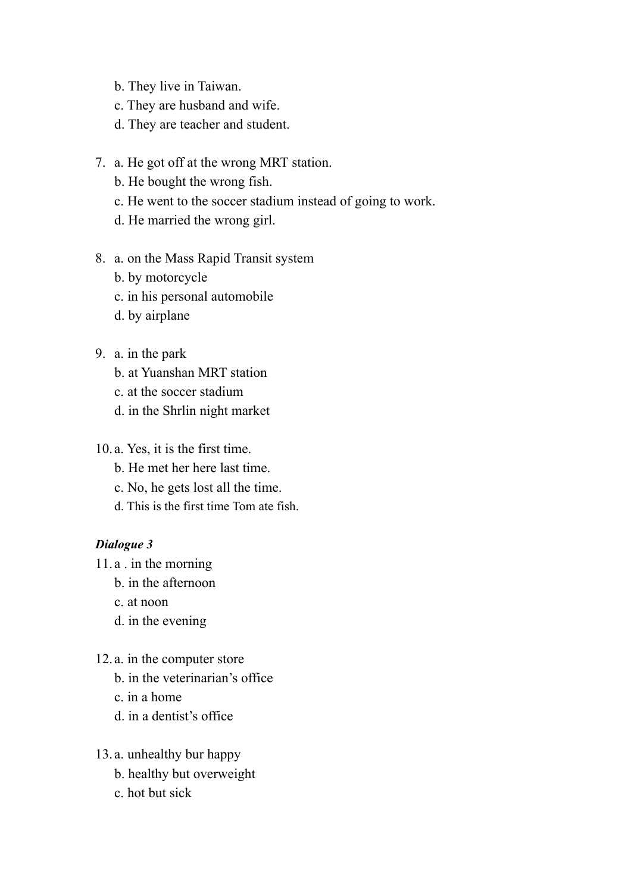b. They live in Taiwan.
c. They are husband and wife.
d. They are teacher and student.

7. a. He got off at the wrong MRT station.
   b. He bought the wrong fish.
   c. He went to the soccer stadium instead of going to work.
   d. He married the wrong girl.

8. a. on the Mass Rapid Transit system
   b. by motorcycle
   c. in his personal automobile
   d. by airplane

9. a. in the park
   b. at Yuanshan MRT station
   c. at the soccer stadium
   d. in the Shrlin night market

10. a. Yes, it is the first time.
    b. He met her here last time.
    c. No, he gets lost all the time.
    d. This is the first time Tom ate fish.

***Dialogue 3***

11. a . in the morning
    b. in the afternoon
    c. at noon
    d. in the evening

12. a. in the computer store
    b. in the veterinarian's office
    c. in a home
    d. in a dentist's office

13. a. unhealthy bur happy
    b. healthy but overweight
    c. hot but sick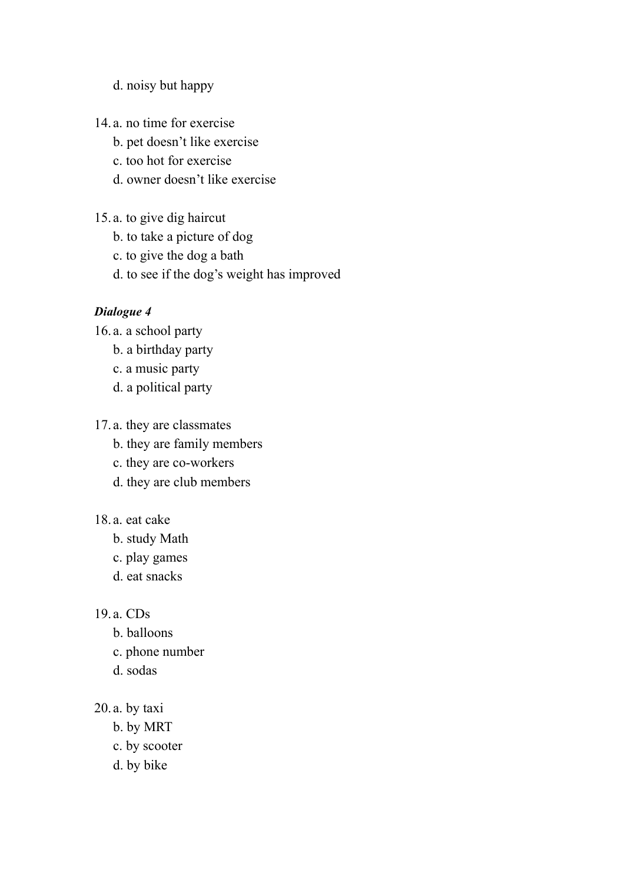d. noisy but happy

14. a. no time for exercise
    b. pet doesn't like exercise
    c. too hot for exercise
    d. owner doesn't like exercise

15. a. to give dig haircut
    b. to take a picture of dog
    c. to give the dog a bath
    d. to see if the dog's weight has improved

***Dialogue 4***

16. a. a school party
    b. a birthday party
    c. a music party
    d. a political party

17. a. they are classmates
    b. they are family members
    c. they are co-workers
    d. they are club members

18. a. eat cake
    b. study Math
    c. play games
    d. eat snacks

19. a. CDs
    b. balloons
    c. phone number
    d. sodas

20. a. by taxi
    b. by MRT
    c. by scooter
    d. by bike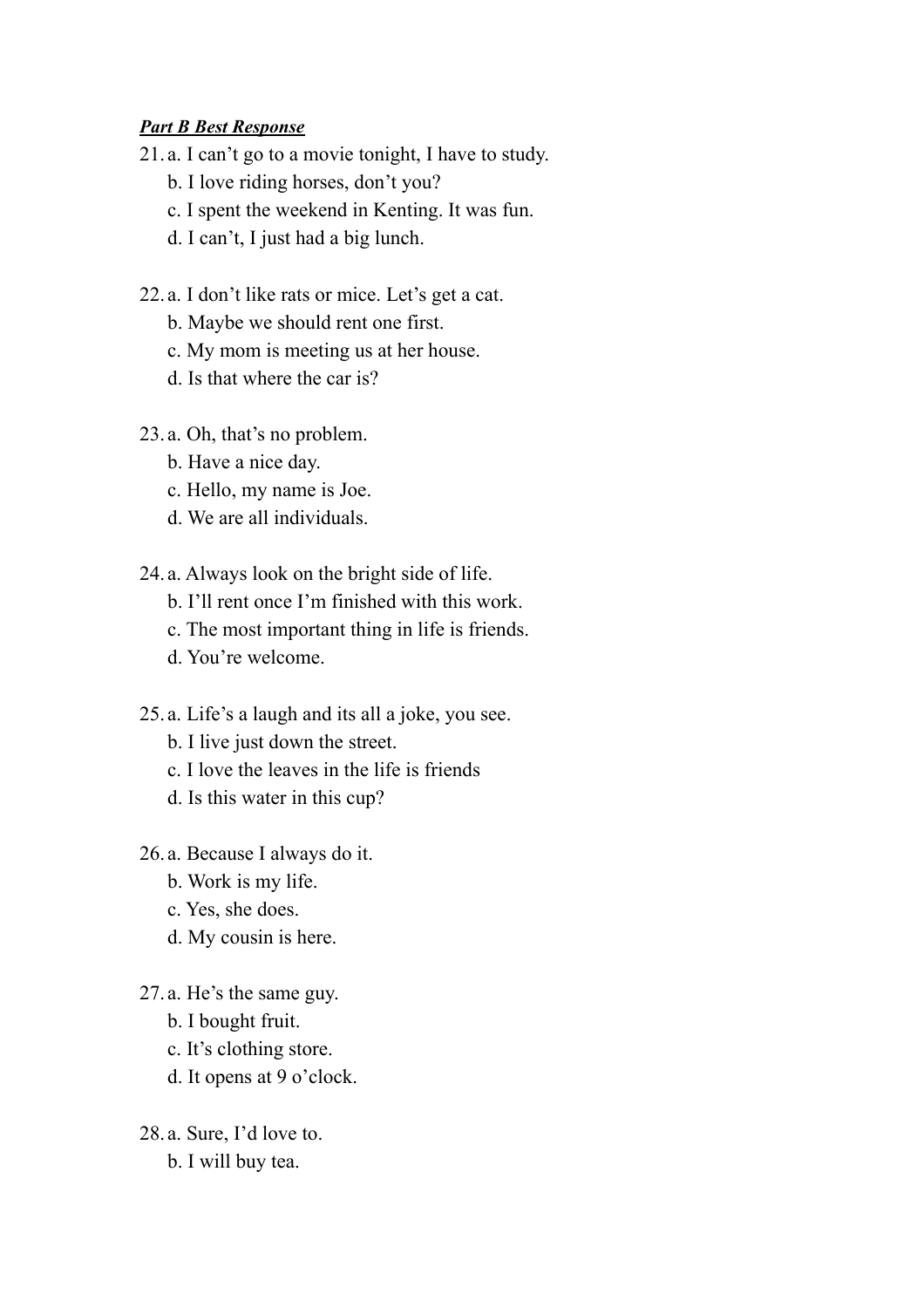***Part B Best Response***

21. a. I can't go to a movie tonight, I have to study.
    b. I love riding horses, don't you?
    c. I spent the weekend in Kenting. It was fun.
    d. I can't, I just had a big lunch.

22. a. I don't like rats or mice. Let's get a cat.
    b. Maybe we should rent one first.
    c. My mom is meeting us at her house.
    d. Is that where the car is?

23. a. Oh, that's no problem.
    b. Have a nice day.
    c. Hello, my name is Joe.
    d. We are all individuals.

24. a. Always look on the bright side of life.
    b. I'll rent once I'm finished with this work.
    c. The most important thing in life is friends.
    d. You're welcome.

25. a. Life's a laugh and its all a joke, you see.
    b. I live just down the street.
    c. I love the leaves in the life is friends
    d. Is this water in this cup?

26. a. Because I always do it.
    b. Work is my life.
    c. Yes, she does.
    d. My cousin is here.

27. a. He's the same guy.
    b. I bought fruit.
    c. It's clothing store.
    d. It opens at 9 o'clock.

28. a. Sure, I'd love to.
    b. I will buy tea.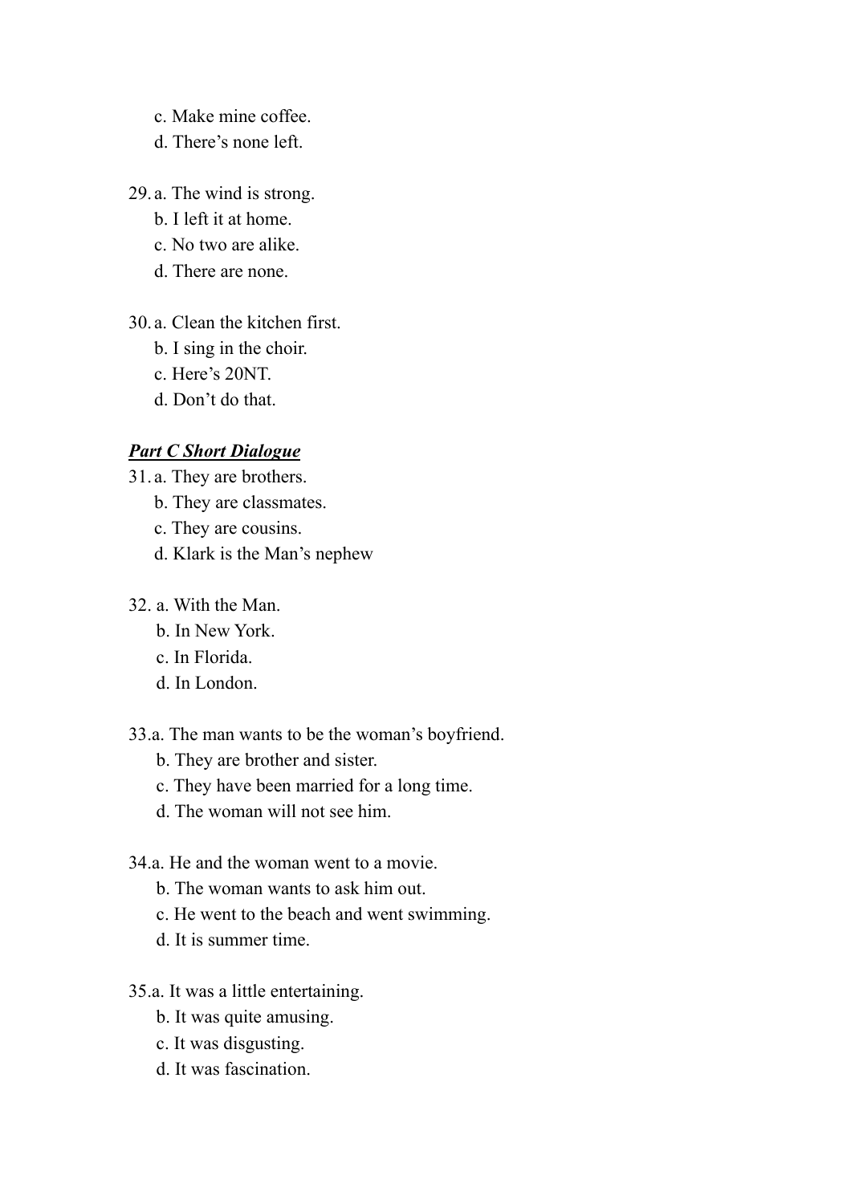c. Make mine coffee.
d. There's none left.

29. a. The wind is strong.
b. I left it at home.
c. No two are alike.
d. There are none.

30. a. Clean the kitchen first.
b. I sing in the choir.
c. Here's 20NT.
d. Don't do that.

***Part C Short Dialogue***

31. a. They are brothers.
b. They are classmates.
c. They are cousins.
d. Klark is the Man's nephew

32. a. With the Man.
b. In New York.
c. In Florida.
d. In London.

33. a. The man wants to be the woman's boyfriend.
b. They are brother and sister.
c. They have been married for a long time.
d. The woman will not see him.

34. a. He and the woman went to a movie.
b. The woman wants to ask him out.
c. He went to the beach and went swimming.
d. It is summer time.

35. a. It was a little entertaining.
b. It was quite amusing.
c. It was disgusting.
d. It was fascination.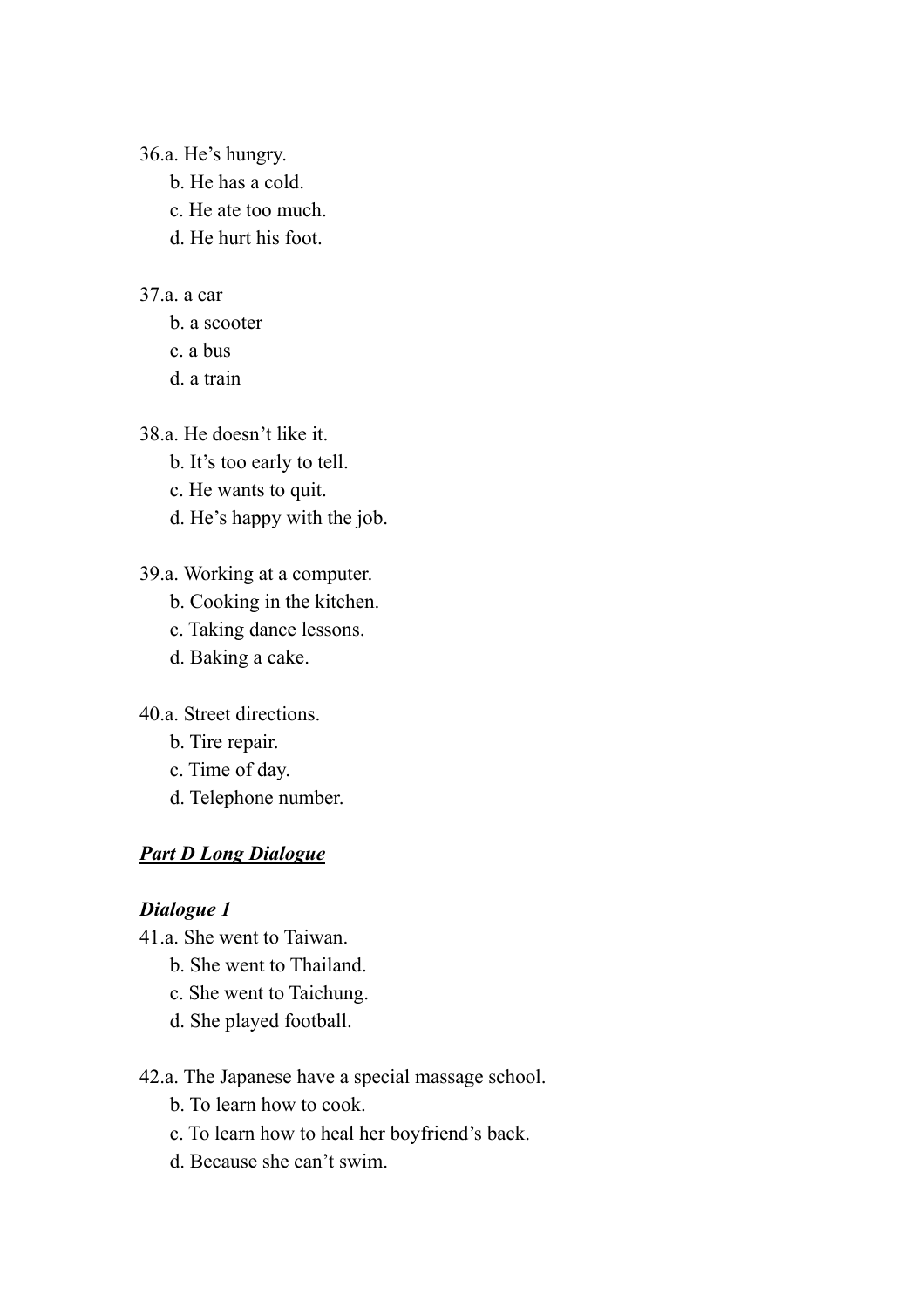36.a. He's hungry.  
b. He has a cold.  
c. He ate too much.  
d. He hurt his foot.

37.a. a car  
b. a scooter  
c. a bus  
d. a train

38.a. He doesn't like it.  
b. It's too early to tell.  
c. He wants to quit.  
d. He's happy with the job.

39.a. Working at a computer.  
b. Cooking in the kitchen.  
c. Taking dance lessons.  
d. Baking a cake.

40.a. Street directions.  
b. Tire repair.  
c. Time of day.  
d. Telephone number.

***<u>Part D Long Dialogue</u>***

***Dialogue 1***

41.a. She went to Taiwan.  
b. She went to Thailand.  
c. She went to Taichung.  
d. She played football.

42.a. The Japanese have a special massage school.  
b. To learn how to cook.  
c. To learn how to heal her boyfriend's back.  
d. Because she can't swim.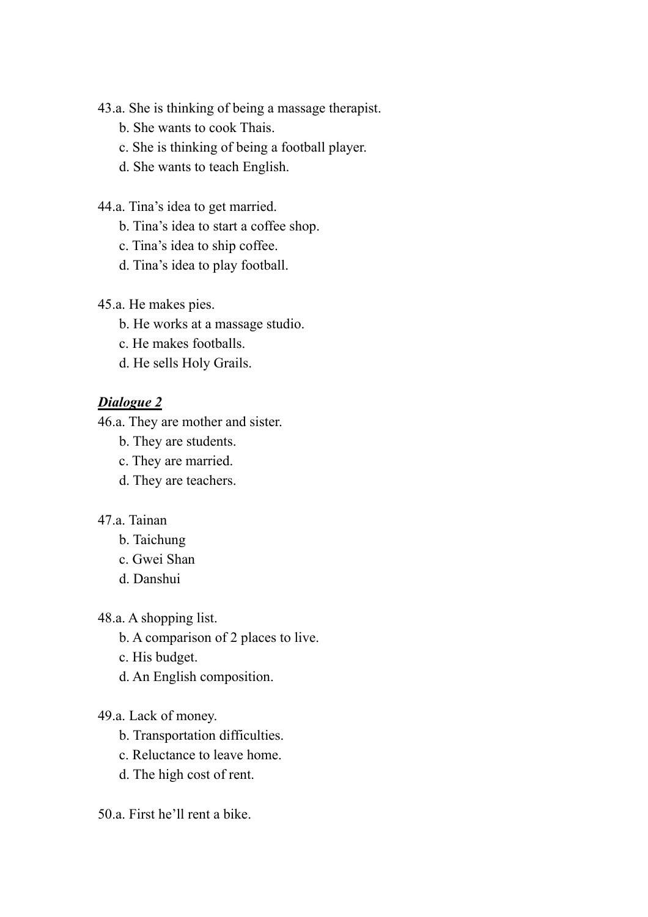43.a. She is thinking of being a massage therapist.

b. She wants to cook Thais.

c. She is thinking of being a football player.

d. She wants to teach English.

44.a. Tina's idea to get married.

b. Tina's idea to start a coffee shop.

c. Tina's idea to ship coffee.

d. Tina's idea to play football.

45.a. He makes pies.

b. He works at a massage studio.

c. He makes footballs.

d. He sells Holy Grails.

***Dialogue 2***

46.a. They are mother and sister.

b. They are students.

c. They are married.

d. They are teachers.

47.a. Tainan

b. Taichung

c. Gwei Shan

d. Danshui

48.a. A shopping list.

b. A comparison of 2 places to live.

c. His budget.

d. An English composition.

49.a. Lack of money.

b. Transportation difficulties.

c. Reluctance to leave home.

d. The high cost of rent.

50.a. First he'll rent a bike.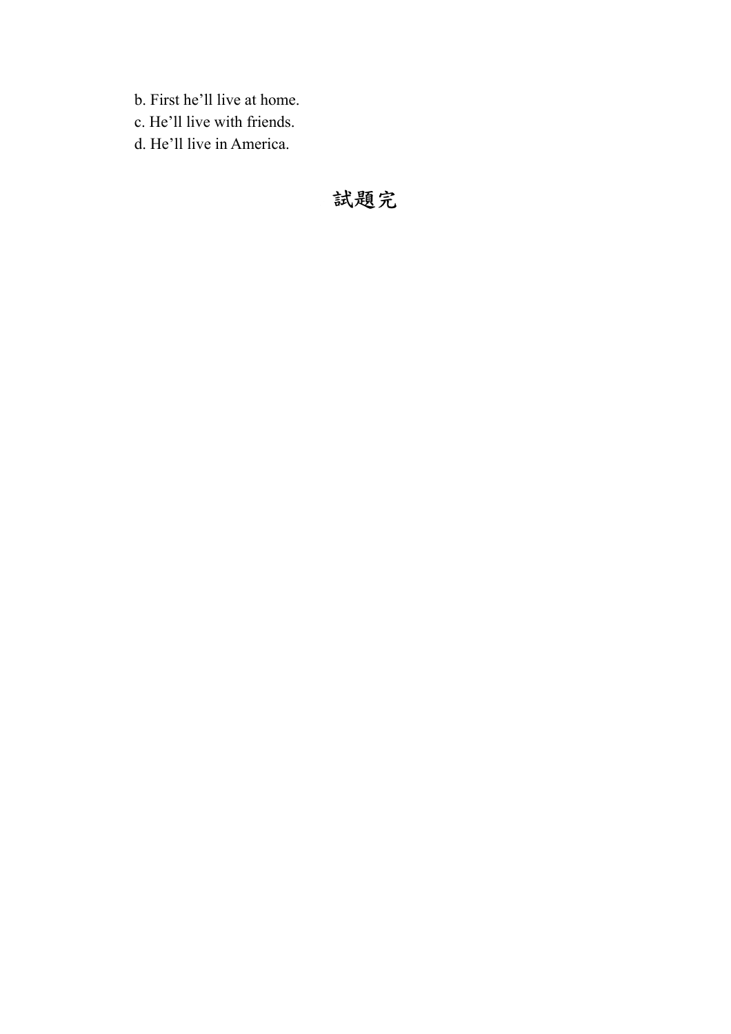b. First he’ll live at home.
c. He’ll live with friends.
d. He’ll live in America.

## 試題完